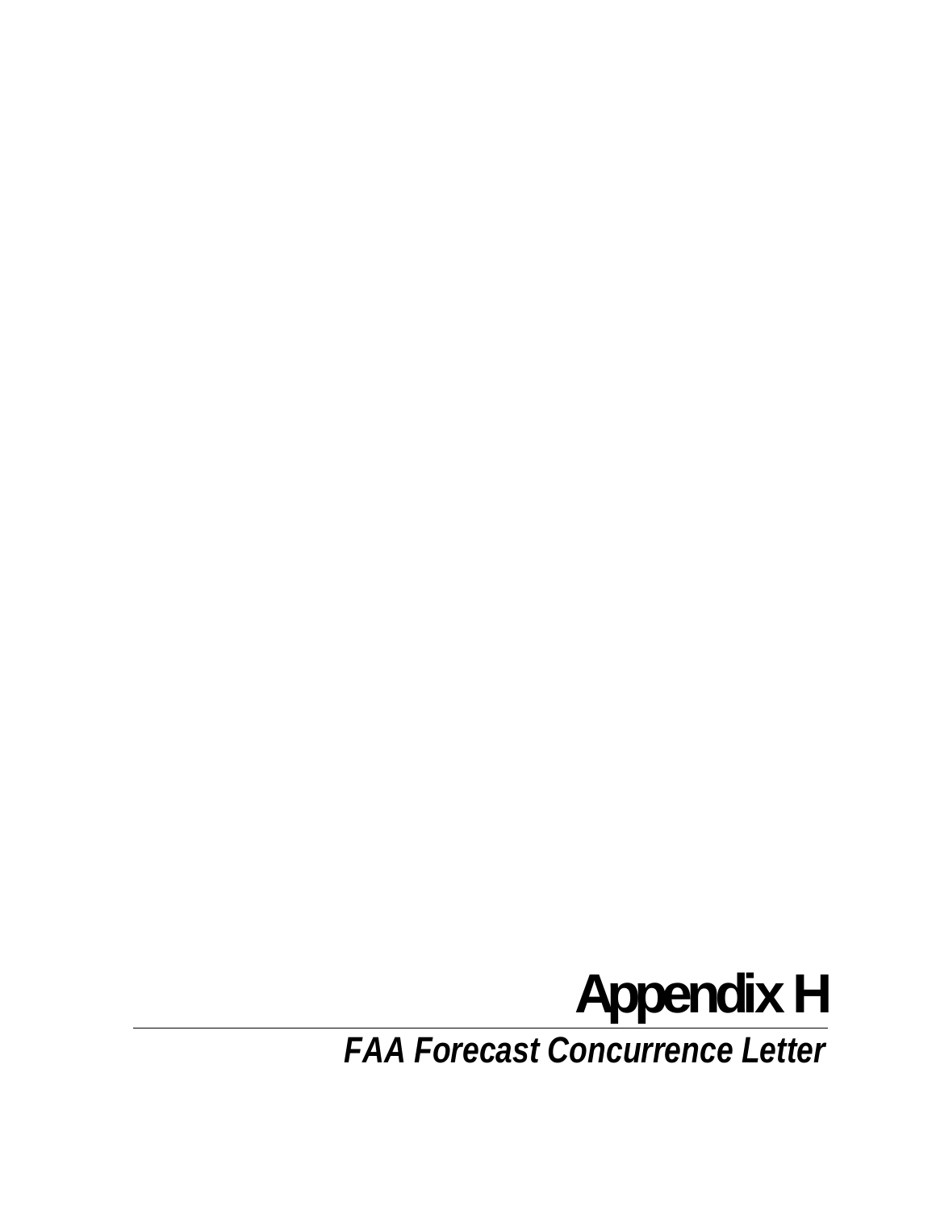# Appendix H

## *FAA Forecast Concurrence Letter*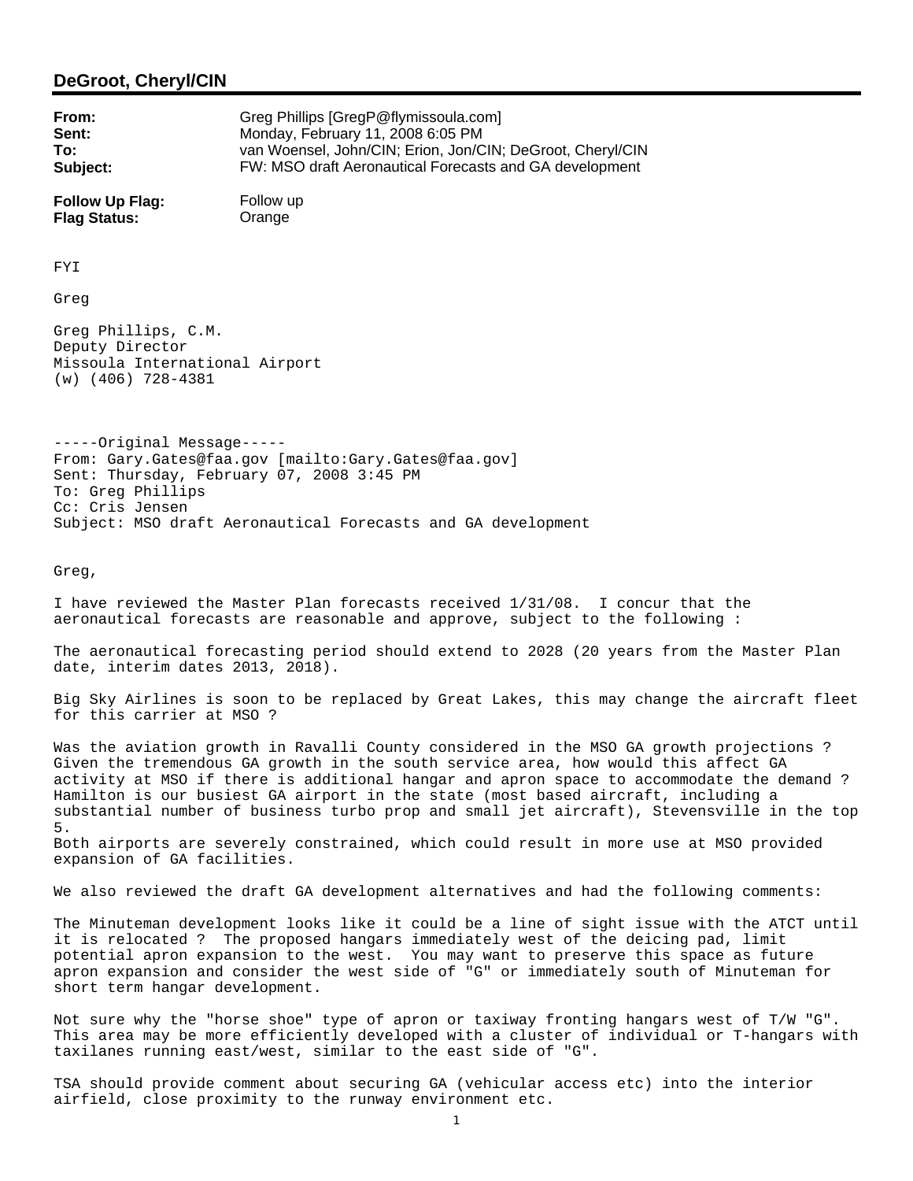## DeGroot, Cheryl/CIN

**From:** Greg Phillips [GregP@flymissoula.com]
**Sent:** Monday, February 11, 2008 6:05 PM
**To:** van Woensel, John/CIN; Erion, Jon/CIN; DeGroot, Cheryl/CIN
**Subject:** FW: MSO draft Aeronautical Forecasts and GA development

**Follow Up Flag:** Follow up
**Flag Status:** Orange

FYI

Greg

Greg Phillips, C.M.
Deputy Director
Missoula International Airport
(w) (406) 728-4381

-----Original Message-----
From: Gary.Gates@faa.gov [mailto:Gary.Gates@faa.gov]
Sent: Thursday, February 07, 2008 3:45 PM
To: Greg Phillips
Cc: Cris Jensen
Subject: MSO draft Aeronautical Forecasts and GA development

Greg,

I have reviewed the Master Plan forecasts received 1/31/08. I concur that the aeronautical forecasts are reasonable and approve, subject to the following :

The aeronautical forecasting period should extend to 2028 (20 years from the Master Plan date, interim dates 2013, 2018).

Big Sky Airlines is soon to be replaced by Great Lakes, this may change the aircraft fleet for this carrier at MSO ?

Was the aviation growth in Ravalli County considered in the MSO GA growth projections ? Given the tremendous GA growth in the south service area, how would this affect GA activity at MSO if there is additional hangar and apron space to accommodate the demand ? Hamilton is our busiest GA airport in the state (most based aircraft, including a substantial number of business turbo prop and small jet aircraft), Stevensville in the top 5.
Both airports are severely constrained, which could result in more use at MSO provided expansion of GA facilities.

We also reviewed the draft GA development alternatives and had the following comments:

The Minuteman development looks like it could be a line of sight issue with the ATCT until it is relocated ? The proposed hangars immediately west of the deicing pad, limit potential apron expansion to the west. You may want to preserve this space as future apron expansion and consider the west side of "G" or immediately south of Minuteman for short term hangar development.

Not sure why the "horse shoe" type of apron or taxiway fronting hangars west of T/W "G". This area may be more efficiently developed with a cluster of individual or T-hangars with taxilanes running east/west, similar to the east side of "G".

TSA should provide comment about securing GA (vehicular access etc) into the interior airfield, close proximity to the runway environment etc.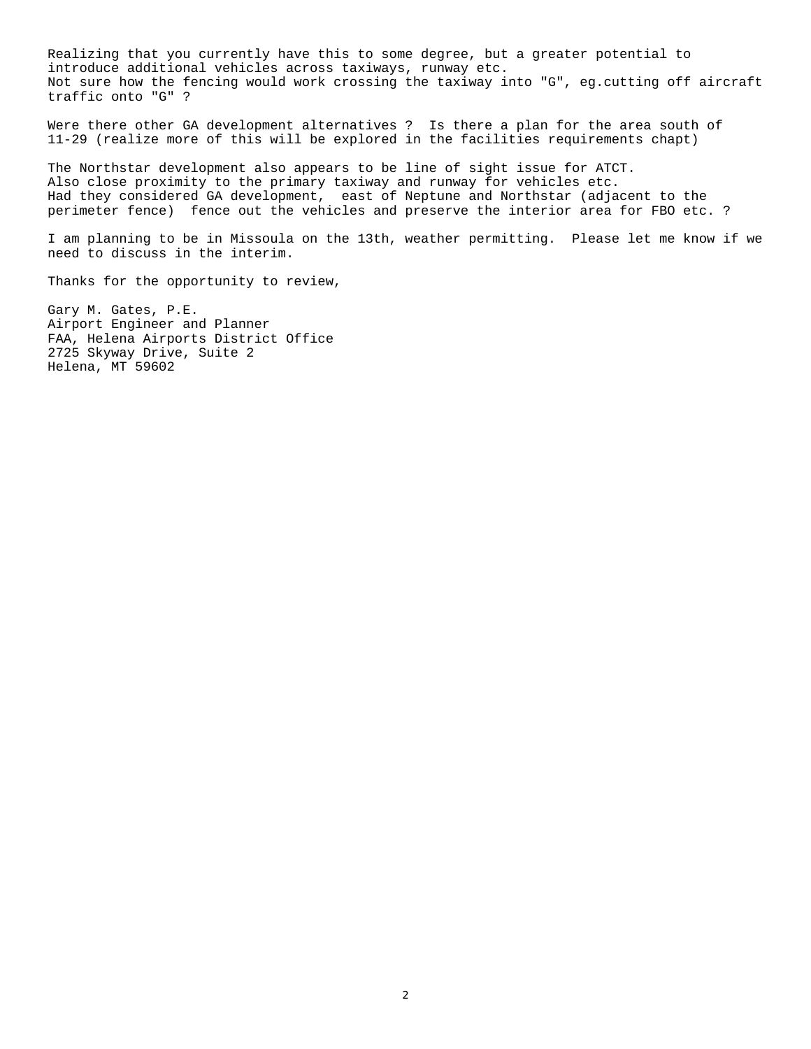Realizing that you currently have this to some degree, but a greater potential to introduce additional vehicles across taxiways, runway etc.
Not sure how the fencing would work crossing the taxiway into "G", eg.cutting off aircraft traffic onto "G" ?

Were there other GA development alternatives ? Is there a plan for the area south of 11-29 (realize more of this will be explored in the facilities requirements chapt)

The Northstar development also appears to be line of sight issue for ATCT.
Also close proximity to the primary taxiway and runway for vehicles etc.
Had they considered GA development, east of Neptune and Northstar (adjacent to the perimeter fence) fence out the vehicles and preserve the interior area for FBO etc. ?

I am planning to be in Missoula on the 13th, weather permitting. Please let me know if we need to discuss in the interim.

Thanks for the opportunity to review,

Gary M. Gates, P.E.
Airport Engineer and Planner
FAA, Helena Airports District Office
2725 Skyway Drive, Suite 2
Helena, MT 59602